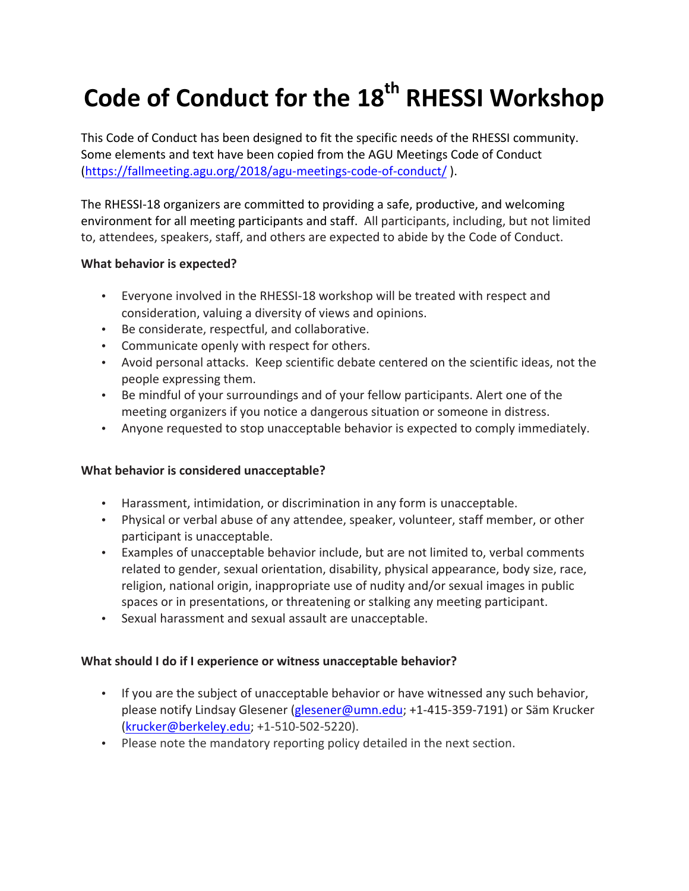# Code of Conduct for the 18th RHESSI Workshop

This Code of Conduct has been designed to fit the specific needs of the RHESSI community. Some elements and text have been copied from the AGU Meetings Code of Conduct (https://fallmeeting.agu.org/2018/agu-meetings-code-of-conduct/ ).

The RHESSI-18 organizers are committed to providing a safe, productive, and welcoming environment for all meeting participants and staff. All participants, including, but not limited to, attendees, speakers, staff, and others are expected to abide by the Code of Conduct.

**What behavior is expected?**

- Everyone involved in the RHESSI-18 workshop will be treated with respect and consideration, valuing a diversity of views and opinions.
- Be considerate, respectful, and collaborative.
- Communicate openly with respect for others.
- Avoid personal attacks. Keep scientific debate centered on the scientific ideas, not the people expressing them.
- Be mindful of your surroundings and of your fellow participants. Alert one of the meeting organizers if you notice a dangerous situation or someone in distress.
- Anyone requested to stop unacceptable behavior is expected to comply immediately.

**What behavior is considered unacceptable?**

- Harassment, intimidation, or discrimination in any form is unacceptable.
- Physical or verbal abuse of any attendee, speaker, volunteer, staff member, or other participant is unacceptable.
- Examples of unacceptable behavior include, but are not limited to, verbal comments related to gender, sexual orientation, disability, physical appearance, body size, race, religion, national origin, inappropriate use of nudity and/or sexual images in public spaces or in presentations, or threatening or stalking any meeting participant.
- Sexual harassment and sexual assault are unacceptable.

**What should I do if I experience or witness unacceptable behavior?**

- If you are the subject of unacceptable behavior or have witnessed any such behavior, please notify Lindsay Glesener (glesener@umn.edu; +1-415-359-7191) or Säm Krucker (krucker@berkeley.edu; +1-510-502-5220).
- Please note the mandatory reporting policy detailed in the next section.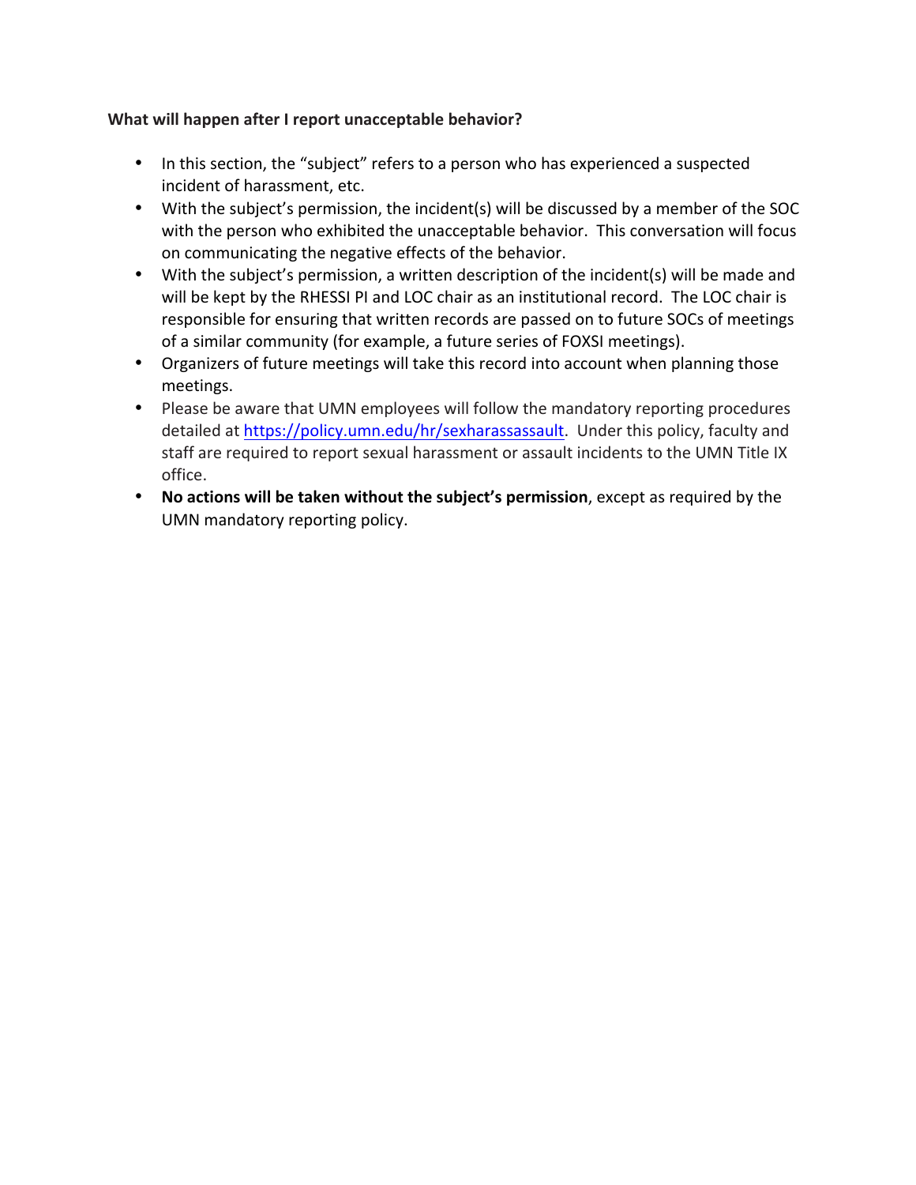**What will happen after I report unacceptable behavior?**

- In this section, the "subject" refers to a person who has experienced a suspected incident of harassment, etc.
- With the subject's permission, the incident(s) will be discussed by a member of the SOC with the person who exhibited the unacceptable behavior. This conversation will focus on communicating the negative effects of the behavior.
- With the subject's permission, a written description of the incident(s) will be made and will be kept by the RHESSI PI and LOC chair as an institutional record. The LOC chair is responsible for ensuring that written records are passed on to future SOCs of meetings of a similar community (for example, a future series of FOXSI meetings).
- Organizers of future meetings will take this record into account when planning those meetings.
- Please be aware that UMN employees will follow the mandatory reporting procedures detailed at [https://policy.umn.edu/hr/sexharassassault](https://policy.umn.edu/hr/sexharassassault). Under this policy, faculty and staff are required to report sexual harassment or assault incidents to the UMN Title IX office.
- **No actions will be taken without the subject's permission**, except as required by the UMN mandatory reporting policy.